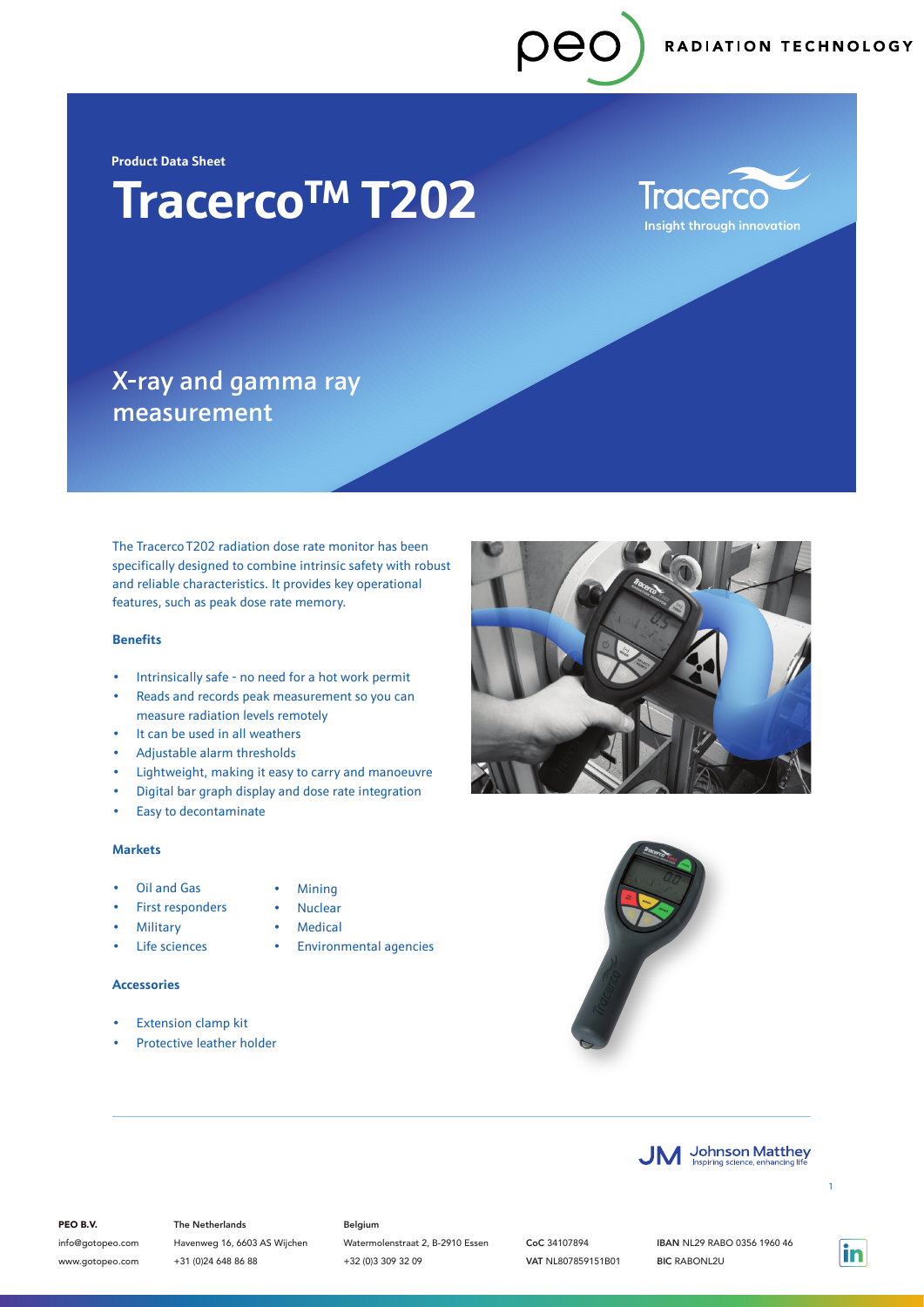peo RADIATION TECHNOLOGY

Product Data Sheet

# Tracerco™ T202

Tracerco
Insight through innovation

## X-ray and gamma ray measurement

The Tracerco T202 radiation dose rate monitor has been specifically designed to combine intrinsic safety with robust and reliable characteristics. It provides key operational features, such as peak dose rate memory.

### Benefits

- Intrinsically safe - no need for a hot work permit
- Reads and records peak measurement so you can measure radiation levels remotely
- It can be used in all weathers
- Adjustable alarm thresholds
- Lightweight, making it easy to carry and manoeuvre
- Digital bar graph display and dose rate integration
- Easy to decontaminate

### Markets

- Oil and Gas
- First responders
- Military
- Life sciences
- Mining
- Nuclear
- Medical
- Environmental agencies

### Accessories

- Extension clamp kit
- Protective leather holder

JM Johnson Matthey
Inspiring science, enhancing life

**PEO B.V.**
info@gotopeo.com
www.gotopeo.com

**The Netherlands**
Havenweg 16, 6603 AS Wijchen
+31 (0)24 648 86 88

**Belgium**
Watermolenstraat 2, B-2910 Essen
+32 (0)3 309 32 09

**CoC** 34107894
**VAT** NL807859151B01

**IBAN** NL29 RABO 0356 1960 46
**BIC** RABONL2U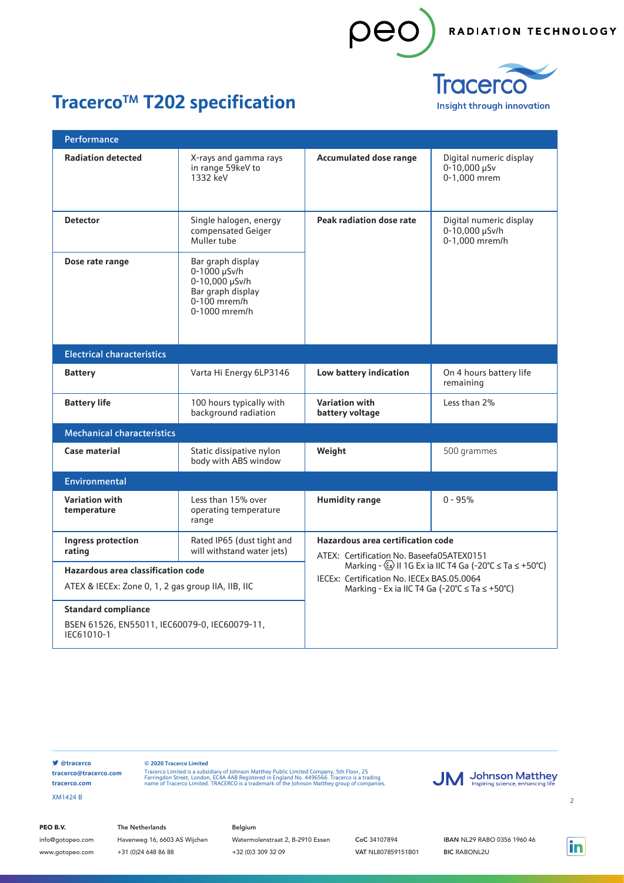# Tracerco™ T202 specification

| Performance | | | |
|---|---|---|---|
| **Radiation detected** | X-rays and gamma rays in range 59keV to 1332 keV | **Accumulated dose range** | Digital numeric display 0-10,000 μSv 0-1,000 mrem |
| **Detector** | Single halogen, energy compensated Geiger Muller tube | **Peak radiation dose rate** | Digital numeric display 0-10,000 μSv/h 0-1,000 mrem/h |
| **Dose rate range** | Bar graph display 0-1000 μSv/h 0-10,000 μSv/h Bar graph display 0-100 mrem/h 0-1000 mrem/h | | |
| **Electrical characteristics** | | | |
| **Battery** | Varta Hi Energy 6LP3146 | **Low battery indication** | On 4 hours battery life remaining |
| **Battery life** | 100 hours typically with background radiation | **Variation with battery voltage** | Less than 2% |
| **Mechanical characteristics** | | | |
| **Case material** | Static dissipative nylon body with ABS window | **Weight** | 500 grammes |
| **Environmental** | | | |
| **Variation with temperature** | Less than 15% over operating temperature range | **Humidity range** | 0 - 95% |
| **Ingress protection rating** | Rated IP65 (dust tight and will withstand water jets) | **Hazardous area certification code** ATEX: Certification No. Baseefa05ATEX0151 Marking - ⟨Ex⟩ II 1G Ex ia IIC T4 Ga (-20°C ≤ Ta ≤ +50°C) IECEx: Certification No. IECEx BAS.05.0064 Marking - Ex ia IIC T4 Ga (-20°C ≤ Ta ≤ +50°C) | |
| **Hazardous area classification code** ATEX & IECEx: Zone 0, 1, 2 gas group IIA, IIB, IIC | | | |
| **Standard compliance** BSEN 61526, EN55011, IEC60079-0, IEC60079-11, IEC61010-1 | | | |

@tracerco
tracerco@tracerco.com
tracerco.com

XM1424 B

© 2020 Tracerco Limited

Tracerco Limited is a subsidiary of Johnson Matthey Public Limited Company, 5th Floor, 25 Farringdon Street, London, EC4A 4AB Registered in England No. 4496566. Tracerco is a trading name of Tracerco Limited. TRACERCO is a trademark of the Johnson Matthey group of companies.

**PEO B.V.**
info@gotopeo.com
www.gotopeo.com

The Netherlands
Havenweg 16, 6603 AS Wijchen
+31 (0)24 648 86 88

Belgium
Watermolenstraat 2, B-2910 Essen
+32 (0)3 309 32 09

**CoC** 34107894
**VAT** NL807859151B01

**IBAN** NL29 RABO 0356 1960 46
**BIC** RABONL2U